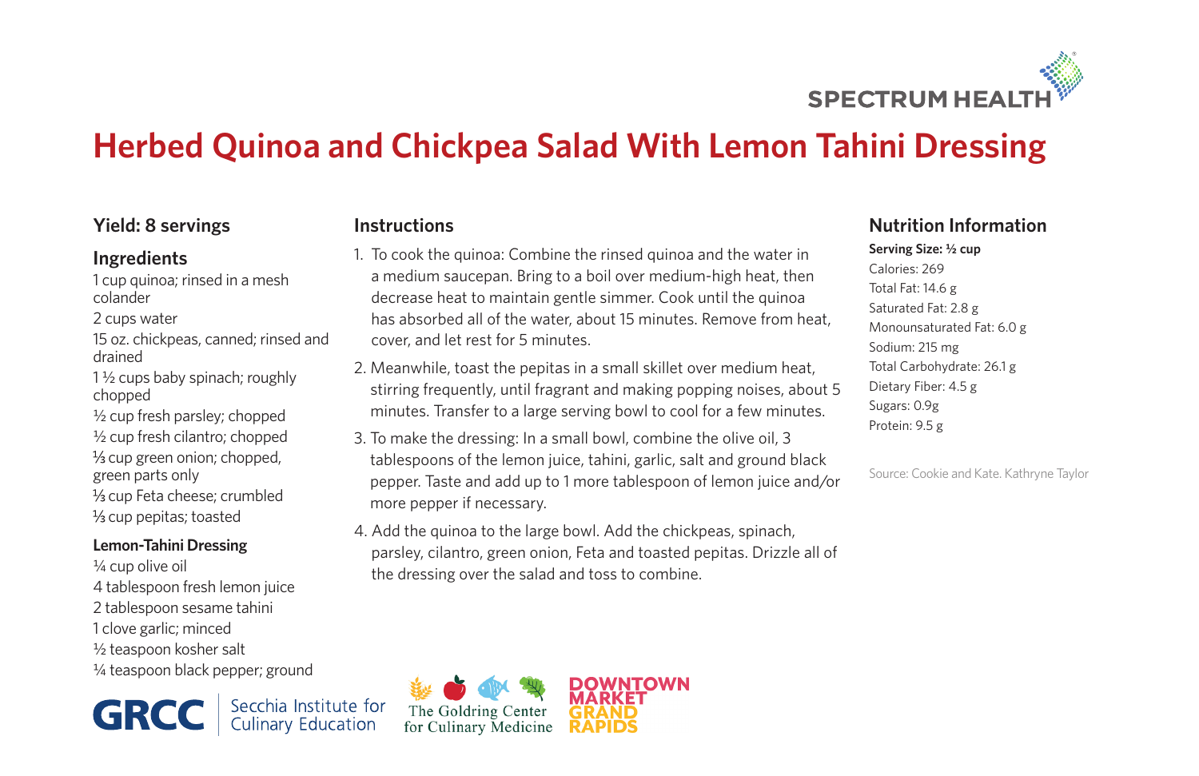SPECTRUM HEALTH

# Herbed Quinoa and Chickpea Salad With Lemon Tahini Dressing

## Yield: 8 servings

## Ingredients

1 cup quinoa; rinsed in a mesh colander

2 cups water

15 oz. chickpeas, canned; rinsed and drained

1 ½ cups baby spinach; roughly chopped

½ cup fresh parsley; chopped

½ cup fresh cilantro; chopped

⅓ cup green onion; chopped, green parts only

⅓ cup Feta cheese; crumbled

⅓ cup pepitas; toasted

### Lemon-Tahini Dressing

¼ cup olive oil

4 tablespoon fresh lemon juice

2 tablespoon sesame tahini

1 clove garlic; minced

½ teaspoon kosher salt

¼ teaspoon black pepper; ground

## Instructions

1. To cook the quinoa: Combine the rinsed quinoa and the water in a medium saucepan. Bring to a boil over medium-high heat, then decrease heat to maintain gentle simmer. Cook until the quinoa has absorbed all of the water, about 15 minutes. Remove from heat, cover, and let rest for 5 minutes.
2. Meanwhile, toast the pepitas in a small skillet over medium heat, stirring frequently, until fragrant and making popping noises, about 5 minutes. Transfer to a large serving bowl to cool for a few minutes.
3. To make the dressing: In a small bowl, combine the olive oil, 3 tablespoons of the lemon juice, tahini, garlic, salt and ground black pepper. Taste and add up to 1 more tablespoon of lemon juice and/or more pepper if necessary.
4. Add the quinoa to the large bowl. Add the chickpeas, spinach, parsley, cilantro, green onion, Feta and toasted pepitas. Drizzle all of the dressing over the salad and toss to combine.

## Nutrition Information

**Serving Size: ½ cup**

Calories: 269

Total Fat: 14.6 g

Saturated Fat: 2.8 g

Monounsaturated Fat: 6.0 g

Sodium: 215 mg

Total Carbohydrate: 26.1 g

Dietary Fiber: 4.5 g

Sugars: 0.9g

Protein: 9.5 g

Source: Cookie and Kate. Kathryne Taylor

GRCC Secchia Institute for Culinary Education

The Goldring Center for Culinary Medicine

DOWNTOWN MARKET GRAND RAPIDS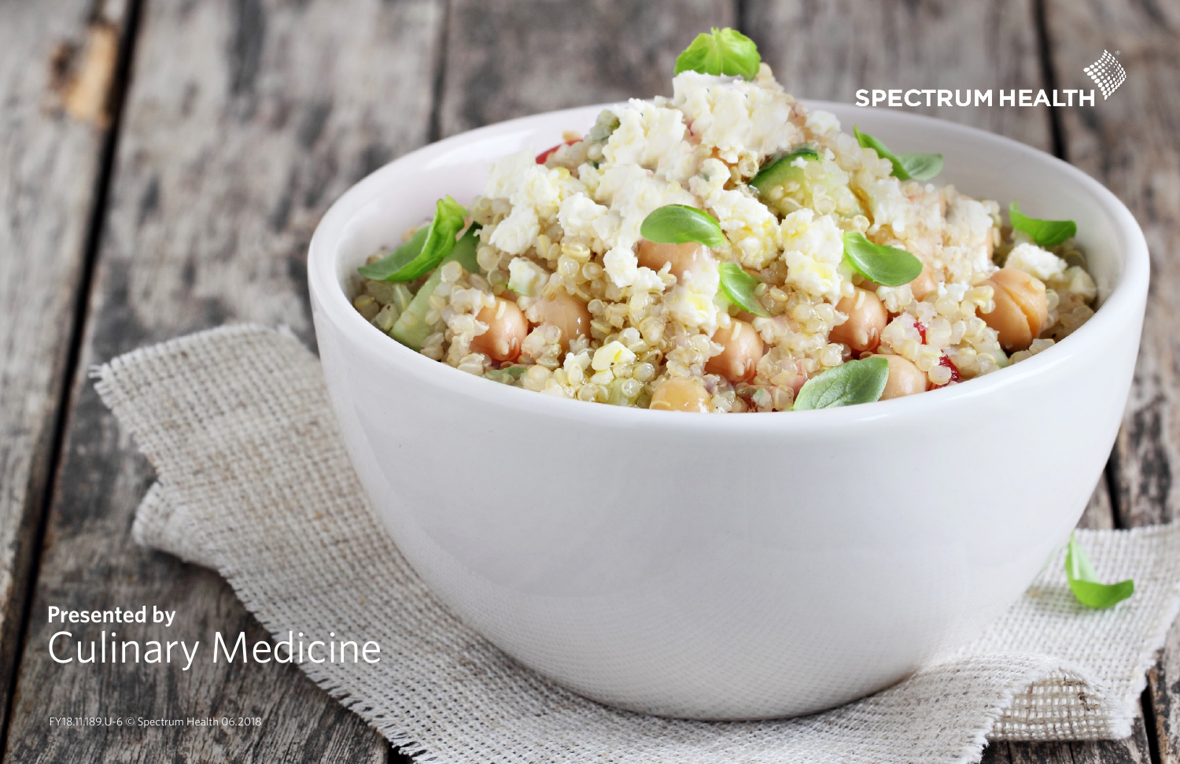SPECTRUM HEALTH

**Presented by**
Culinary Medicine

FY18.11.189.U-6 © Spectrum Health 06.2018